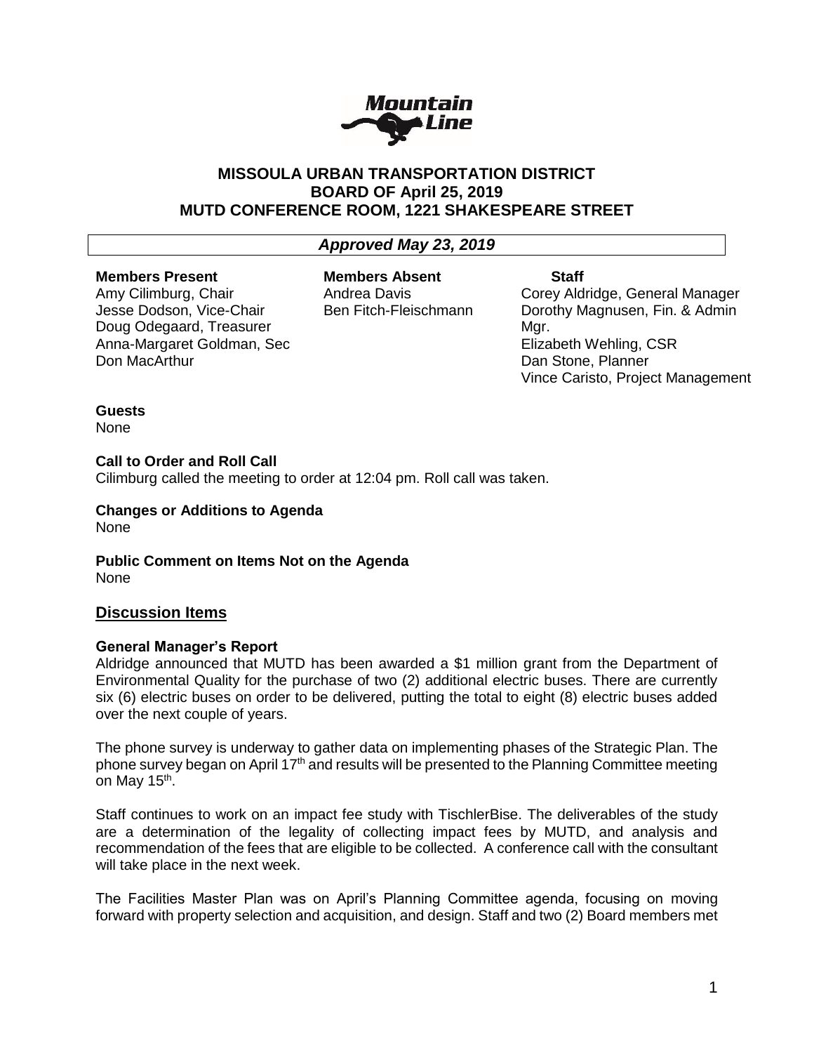# MISSOULA URBAN TRANSPORTATION DISTRICT
## BOARD OF April 25, 2019
## MUTD CONFERENCE ROOM, 1221 SHAKESPEARE STREET

***Approved May 23, 2019***

| **Members Present** | **Members Absent** | **Staff** |
|---|---|---|
| Amy Cilimburg, Chair | Andrea Davis | Corey Aldridge, General Manager |
| Jesse Dodson, Vice-Chair | Ben Fitch-Fleischmann | Dorothy Magnusen, Fin. & Admin Mgr. |
| Doug Odegaard, Treasurer | | Elizabeth Wehling, CSR |
| Anna-Margaret Goldman, Sec | | Dan Stone, Planner |
| Don MacArthur | | Vince Caristo, Project Management |

**Guests**
None

**Call to Order and Roll Call**
Cilimburg called the meeting to order at 12:04 pm. Roll call was taken.

**Changes or Additions to Agenda**
None

**Public Comment on Items Not on the Agenda**
None

## Discussion Items

**General Manager's Report**
Aldridge announced that MUTD has been awarded a $1 million grant from the Department of Environmental Quality for the purchase of two (2) additional electric buses. There are currently six (6) electric buses on order to be delivered, putting the total to eight (8) electric buses added over the next couple of years.

The phone survey is underway to gather data on implementing phases of the Strategic Plan. The phone survey began on April 17th and results will be presented to the Planning Committee meeting on May 15th.

Staff continues to work on an impact fee study with TischlerBise. The deliverables of the study are a determination of the legality of collecting impact fees by MUTD, and analysis and recommendation of the fees that are eligible to be collected. A conference call with the consultant will take place in the next week.

The Facilities Master Plan was on April's Planning Committee agenda, focusing on moving forward with property selection and acquisition, and design. Staff and two (2) Board members met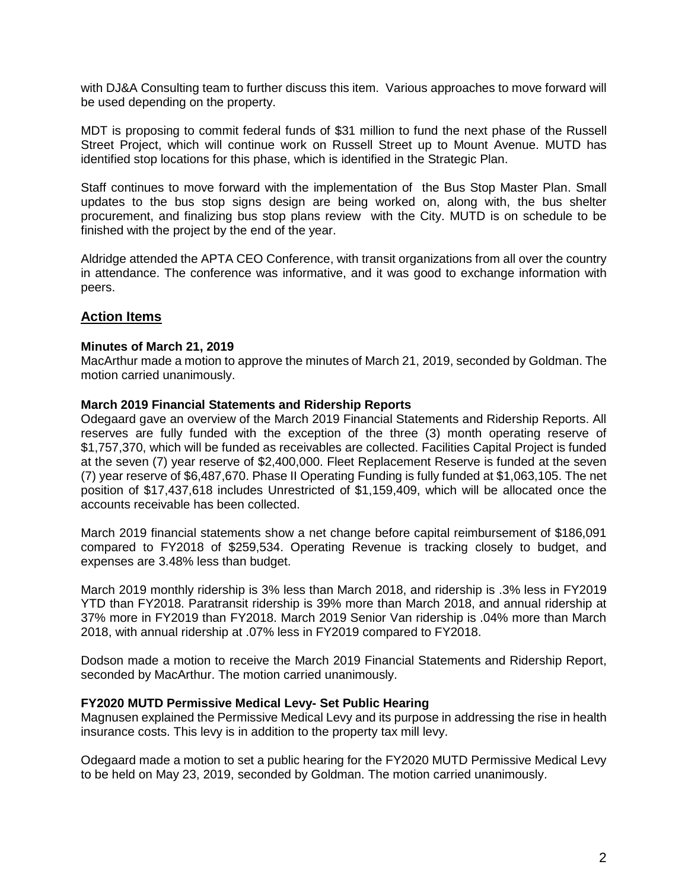with DJ&A Consulting team to further discuss this item. Various approaches to move forward will be used depending on the property.

MDT is proposing to commit federal funds of $31 million to fund the next phase of the Russell Street Project, which will continue work on Russell Street up to Mount Avenue. MUTD has identified stop locations for this phase, which is identified in the Strategic Plan.

Staff continues to move forward with the implementation of the Bus Stop Master Plan. Small updates to the bus stop signs design are being worked on, along with, the bus shelter procurement, and finalizing bus stop plans review with the City. MUTD is on schedule to be finished with the project by the end of the year.

Aldridge attended the APTA CEO Conference, with transit organizations from all over the country in attendance. The conference was informative, and it was good to exchange information with peers.

## Action Items

**Minutes of March 21, 2019**
MacArthur made a motion to approve the minutes of March 21, 2019, seconded by Goldman. The motion carried unanimously.

**March 2019 Financial Statements and Ridership Reports**
Odegaard gave an overview of the March 2019 Financial Statements and Ridership Reports. All reserves are fully funded with the exception of the three (3) month operating reserve of $1,757,370, which will be funded as receivables are collected. Facilities Capital Project is funded at the seven (7) year reserve of $2,400,000. Fleet Replacement Reserve is funded at the seven (7) year reserve of $6,487,670. Phase II Operating Funding is fully funded at $1,063,105. The net position of $17,437,618 includes Unrestricted of $1,159,409, which will be allocated once the accounts receivable has been collected.

March 2019 financial statements show a net change before capital reimbursement of $186,091 compared to FY2018 of $259,534. Operating Revenue is tracking closely to budget, and expenses are 3.48% less than budget.

March 2019 monthly ridership is 3% less than March 2018, and ridership is .3% less in FY2019 YTD than FY2018. Paratransit ridership is 39% more than March 2018, and annual ridership at 37% more in FY2019 than FY2018. March 2019 Senior Van ridership is .04% more than March 2018, with annual ridership at .07% less in FY2019 compared to FY2018.

Dodson made a motion to receive the March 2019 Financial Statements and Ridership Report, seconded by MacArthur. The motion carried unanimously.

**FY2020 MUTD Permissive Medical Levy- Set Public Hearing**
Magnusen explained the Permissive Medical Levy and its purpose in addressing the rise in health insurance costs. This levy is in addition to the property tax mill levy.

Odegaard made a motion to set a public hearing for the FY2020 MUTD Permissive Medical Levy to be held on May 23, 2019, seconded by Goldman. The motion carried unanimously.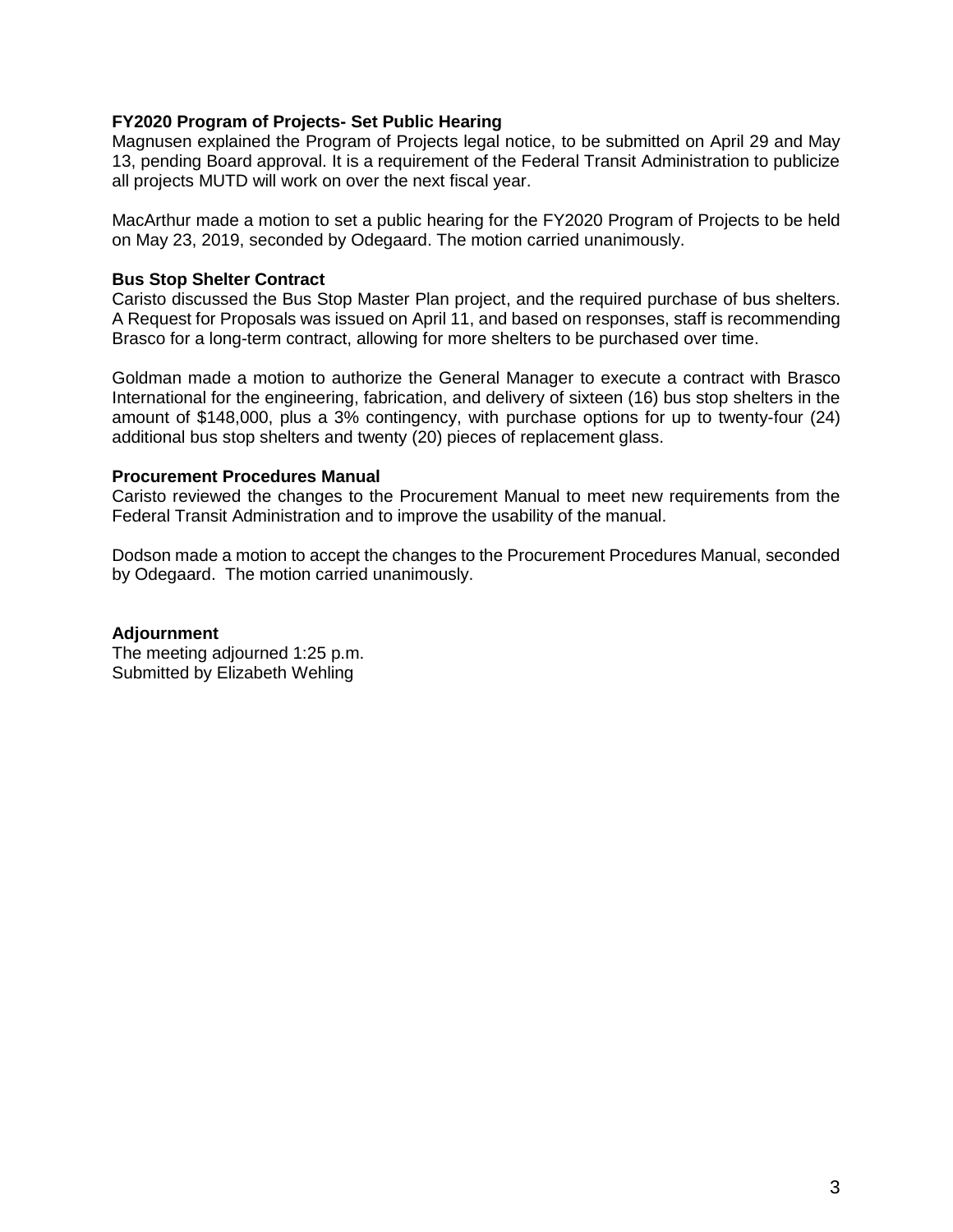### FY2020 Program of Projects- Set Public Hearing

Magnusen explained the Program of Projects legal notice, to be submitted on April 29 and May 13, pending Board approval. It is a requirement of the Federal Transit Administration to publicize all projects MUTD will work on over the next fiscal year.

MacArthur made a motion to set a public hearing for the FY2020 Program of Projects to be held on May 23, 2019, seconded by Odegaard. The motion carried unanimously.

### Bus Stop Shelter Contract

Caristo discussed the Bus Stop Master Plan project, and the required purchase of bus shelters. A Request for Proposals was issued on April 11, and based on responses, staff is recommending Brasco for a long-term contract, allowing for more shelters to be purchased over time.

Goldman made a motion to authorize the General Manager to execute a contract with Brasco International for the engineering, fabrication, and delivery of sixteen (16) bus stop shelters in the amount of $148,000, plus a 3% contingency, with purchase options for up to twenty-four (24) additional bus stop shelters and twenty (20) pieces of replacement glass.

### Procurement Procedures Manual

Caristo reviewed the changes to the Procurement Manual to meet new requirements from the Federal Transit Administration and to improve the usability of the manual.

Dodson made a motion to accept the changes to the Procurement Procedures Manual, seconded by Odegaard. The motion carried unanimously.

### Adjournment

The meeting adjourned 1:25 p.m.
Submitted by Elizabeth Wehling